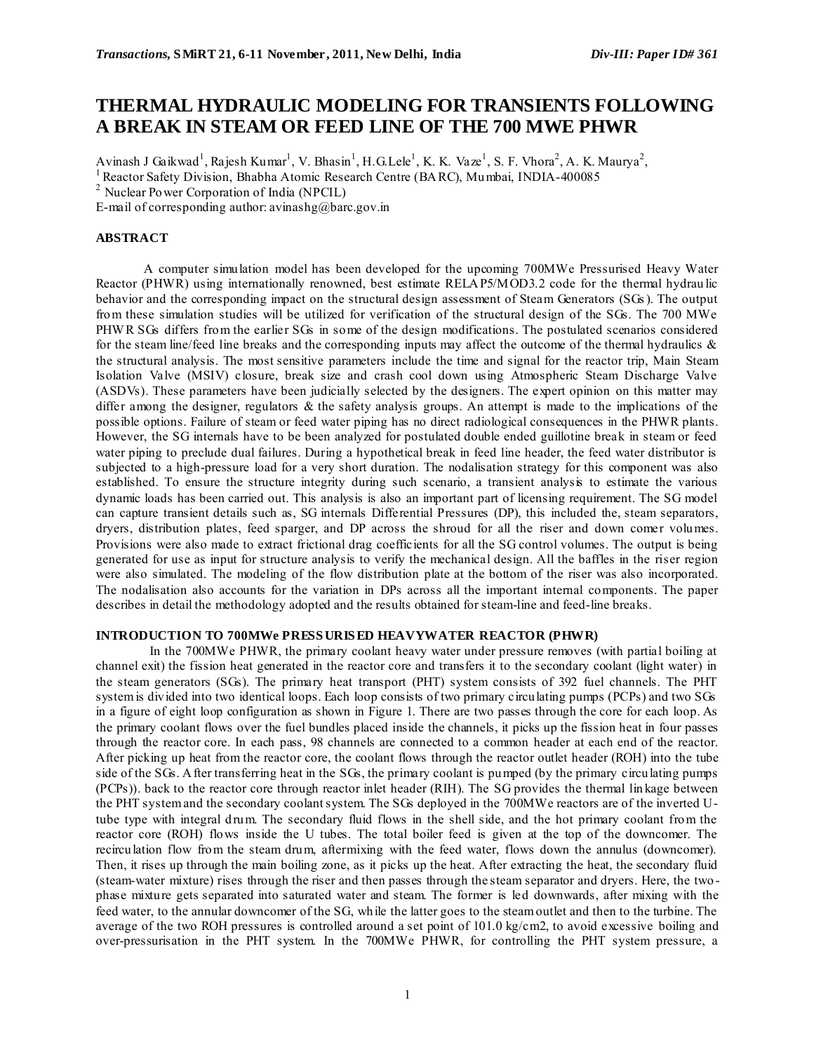# THERMAL HYDRAULIC MODELING FOR TRANSIENTS FOLLOWING A BREAK IN STEAM OR FEED LINE OF THE 700 MWE PHWR

Avinash J Gaikwad[1], Rajesh Kumar[1], V. Bhasin[1], H.G.Lele[1], K. K. Vaze[1], S. F. Vhora[2], A. K. Maurya[2],

[1] Reactor Safety Division, Bhabha Atomic Research Centre (BARC), Mumbai, INDIA-400085

[2] Nuclear Power Corporation of India (NPCIL)

E-mail of corresponding author: avinashg@barc.gov.in

## ABSTRACT

A computer simulation model has been developed for the upcoming 700MWe Pressurised Heavy Water Reactor (PHWR) using internationally renowned, best estimate RELAP5/MOD3.2 code for the thermal hydraulic behavior and the corresponding impact on the structural design assessment of Steam Generators (SGs). The output from these simulation studies will be utilized for verification of the structural design of the SGs. The 700 MWe PHWR SGs differs from the earlier SGs in some of the design modifications. The postulated scenarios considered for the steam line/feed line breaks and the corresponding inputs may affect the outcome of the thermal hydraulics & the structural analysis. The most sensitive parameters include the time and signal for the reactor trip, Main Steam Isolation Valve (MSIV) closure, break size and crash cool down using Atmospheric Steam Discharge Valve (ASDVs). These parameters have been judicially selected by the designers. The expert opinion on this matter may differ among the designer, regulators & the safety analysis groups. An attempt is made to the implications of the possible options. Failure of steam or feed water piping has no direct radiological consequences in the PHWR plants. However, the SG internals have to be analyzed for postulated double ended guillotine break in steam or feed water piping to preclude dual failures. During a hypothetical break in feed line header, the feed water distributor is subjected to a high-pressure load for a very short duration. The nodalisation strategy for this component was also established. To ensure the structure integrity during such scenario, a transient analysis to estimate the various dynamic loads has been carried out. This analysis is also an important part of licensing requirement. The SG model can capture transient details such as, SG internals Differential Pressures (DP), this included the, steam separators, dryers, distribution plates, feed sparger, and DP across the shroud for all the riser and down comer volumes. Provisions were also made to extract frictional drag coefficients for all the SG control volumes. The output is being generated for use as input for structure analysis to verify the mechanical design. All the baffles in the riser region were also simulated. The modeling of the flow distribution plate at the bottom of the riser was also incorporated. The nodalisation also accounts for the variation in DPs across all the important internal components. The paper describes in detail the methodology adopted and the results obtained for steam-line and feed-line breaks.

## INTRODUCTION TO 700MWe PRESSURISED HEAVYWATER REACTOR (PHWR)

In the 700MWe PHWR, the primary coolant heavy water under pressure removes (with partial boiling at channel exit) the fission heat generated in the reactor core and transfers it to the secondary coolant (light water) in the steam generators (SGs). The primary heat transport (PHT) system consists of 392 fuel channels. The PHT system is divided into two identical loops. Each loop consists of two primary circulating pumps (PCPs) and two SGs in a figure of eight loop configuration as shown in Figure 1. There are two passes through the core for each loop. As the primary coolant flows over the fuel bundles placed inside the channels, it picks up the fission heat in four passes through the reactor core. In each pass, 98 channels are connected to a common header at each end of the reactor. After picking up heat from the reactor core, the coolant flows through the reactor outlet header (ROH) into the tube side of the SGs. After transferring heat in the SGs, the primary coolant is pumped (by the primary circulating pumps (PCPs)). back to the reactor core through reactor inlet header (RIH). The SG provides the thermal linkage between the PHT system and the secondary coolant system. The SGs deployed in the 700MWe reactors are of the inverted U-tube type with integral drum. The secondary fluid flows in the shell side, and the hot primary coolant from the reactor core (ROH) flows inside the U tubes. The total boiler feed is given at the top of the downcomer. The recirculation flow from the steam drum, aftermixing with the feed water, flows down the annulus (downcomer). Then, it rises up through the main boiling zone, as it picks up the heat. After extracting the heat, the secondary fluid (steam-water mixture) rises through the riser and then passes through the steam separator and dryers. Here, the two-phase mixture gets separated into saturated water and steam. The former is led downwards, after mixing with the feed water, to the annular downcomer of the SG, while the latter goes to the steam outlet and then to the turbine. The average of the two ROH pressures is controlled around a set point of 101.0 kg/cm2, to avoid excessive boiling and over-pressurisation in the PHT system. In the 700MWe PHWR, for controlling the PHT system pressure, a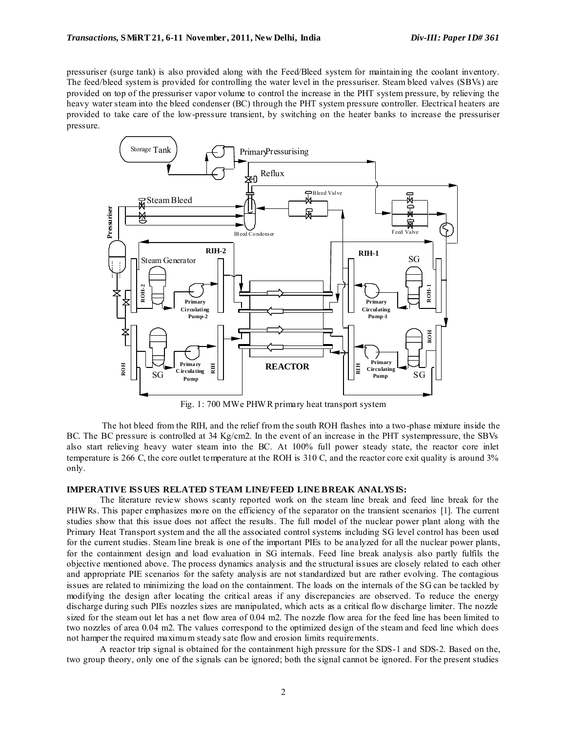pressuriser (surge tank) is also provided along with the Feed/Bleed system for maintaining the coolant inventory. The feed/bleed system is provided for controlling the water level in the pressuriser. Steam bleed valves (SBVs) are provided on top of the pressuriser vapor volume to control the increase in the PHT system pressure, by relieving the heavy water steam into the bleed condenser (BC) through the PHT system pressure controller. Electrical heaters are provided to take care of the low-pressure transient, by switching on the heater banks to increase the pressuriser pressure.

Fig. 1: 700 MWe PHWR primary heat transport system

The hot bleed from the RIH, and the relief from the south ROH flashes into a two-phase mixture inside the BC. The BC pressure is controlled at 34 Kg/cm2. In the event of an increase in the PHT systempressure, the SBVs also start relieving heavy water steam into the BC. At 100% full power steady state, the reactor core inlet temperature is 266 C, the core outlet temperature at the ROH is 310 C, and the reactor core exit quality is around 3% only.

**IMPERATIVE ISSUES RELATED STEAM LINE/FEED LINE BREAK ANALYSIS:**

The literature review shows scanty reported work on the steam line break and feed line break for the PHWRs. This paper emphasizes more on the efficiency of the separator on the transient scenarios [1]. The current studies show that this issue does not affect the results. The full model of the nuclear power plant along with the Primary Heat Transport system and the all the associated control systems including SG level control has been used for the current studies. Steam line break is one of the important PIEs to be analyzed for all the nuclear power plants, for the containment design and load evaluation in SG internals. Feed line break analysis also partly fulfils the objective mentioned above. The process dynamics analysis and the structural issues are closely related to each other and appropriate PIE scenarios for the safety analysis are not standardized but are rather evolving. The contagious issues are related to minimizing the load on the containment. The loads on the internals of the SG can be tackled by modifying the design after locating the critical areas if any discrepancies are observed. To reduce the energy discharge during such PIEs nozzles sizes are manipulated, which acts as a critical flow discharge limiter. The nozzle sized for the steam out let has a net flow area of 0.04 m2. The nozzle flow area for the feed line has been limited to two nozzles of area 0.04 m2. The values correspond to the optimized design of the steam and feed line which does not hamper the required maximum steady sate flow and erosion limits requirements.

A reactor trip signal is obtained for the containment high pressure for the SDS-1 and SDS-2. Based on the, two group theory, only one of the signals can be ignored; both the signal cannot be ignored. For the present studies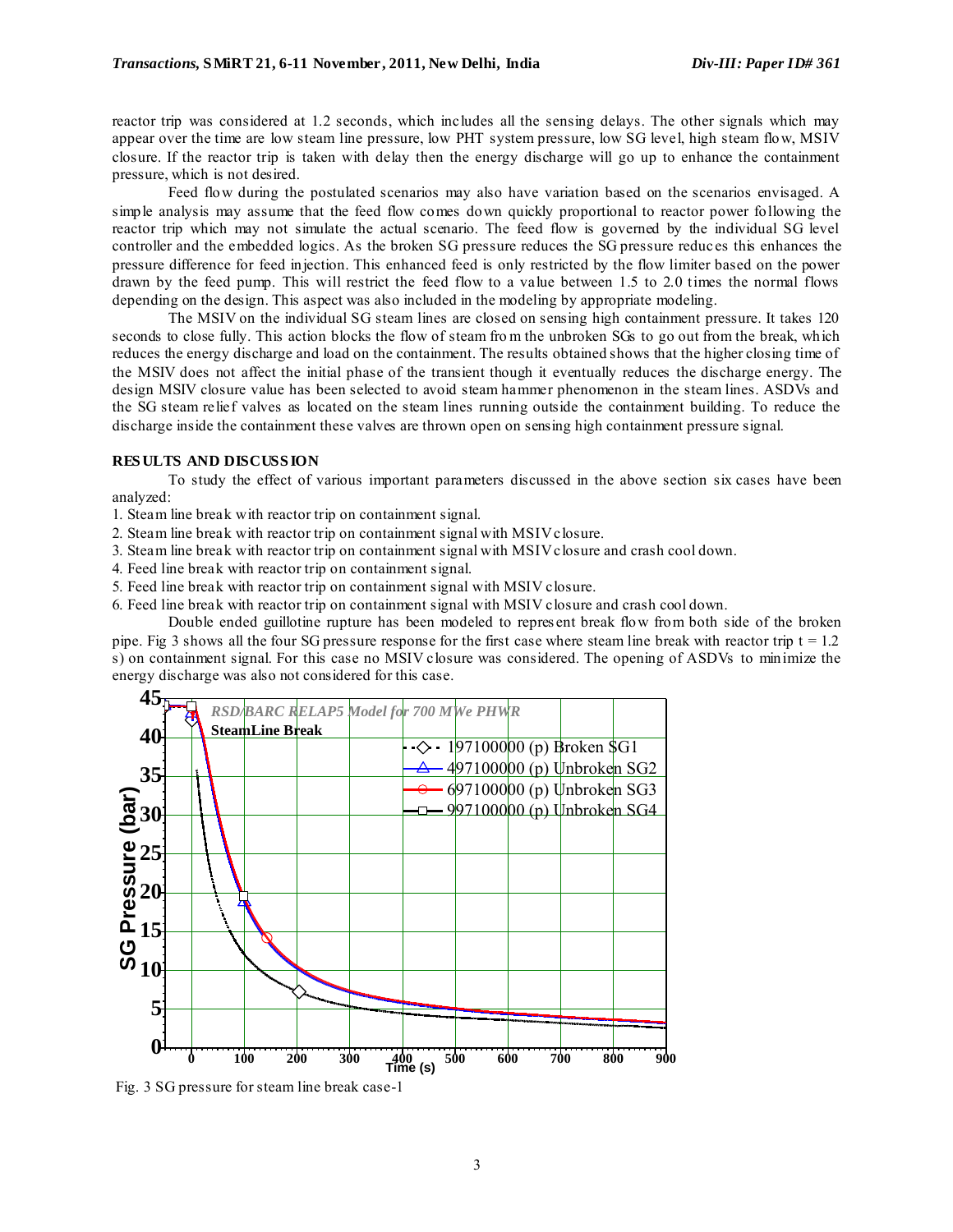reactor trip was considered at 1.2 seconds, which includes all the sensing delays. The other signals which may appear over the time are low steam line pressure, low PHT system pressure, low SG level, high steam flow, MSIV closure. If the reactor trip is taken with delay then the energy discharge will go up to enhance the containment pressure, which is not desired.

Feed flow during the postulated scenarios may also have variation based on the scenarios envisaged. A simple analysis may assume that the feed flow comes down quickly proportional to reactor power following the reactor trip which may not simulate the actual scenario. The feed flow is governed by the individual SG level controller and the embedded logics. As the broken SG pressure reduces the SG pressure reduces this enhances the pressure difference for feed injection. This enhanced feed is only restricted by the flow limiter based on the power drawn by the feed pump. This will restrict the feed flow to a value between 1.5 to 2.0 times the normal flows depending on the design. This aspect was also included in the modeling by appropriate modeling.

The MSIV on the individual SG steam lines are closed on sensing high containment pressure. It takes 120 seconds to close fully. This action blocks the flow of steam from the unbroken SGs to go out from the break, which reduces the energy discharge and load on the containment. The results obtained shows that the higher closing time of the MSIV does not affect the initial phase of the transient though it eventually reduces the discharge energy. The design MSIV closure value has been selected to avoid steam hammer phenomenon in the steam lines. ASDVs and the SG steam relief valves as located on the steam lines running outside the containment building. To reduce the discharge inside the containment these valves are thrown open on sensing high containment pressure signal.

## RESULTS AND DISCUSSION

To study the effect of various important parameters discussed in the above section six cases have been analyzed:

1. Steam line break with reactor trip on containment signal.
2. Steam line break with reactor trip on containment signal with MSIV closure.
3. Steam line break with reactor trip on containment signal with MSIV closure and crash cool down.
4. Feed line break with reactor trip on containment signal.
5. Feed line break with reactor trip on containment signal with MSIV closure.
6. Feed line break with reactor trip on containment signal with MSIV closure and crash cool down.

Double ended guillotine rupture has been modeled to represent break flow from both side of the broken pipe. Fig 3 shows all the four SG pressure response for the first case where steam line break with reactor trip t = 1.2 s) on containment signal. For this case no MSIV closure was considered. The opening of ASDVs to minimize the energy discharge was also not considered for this case.

Fig. 3 SG pressure for steam line break case-1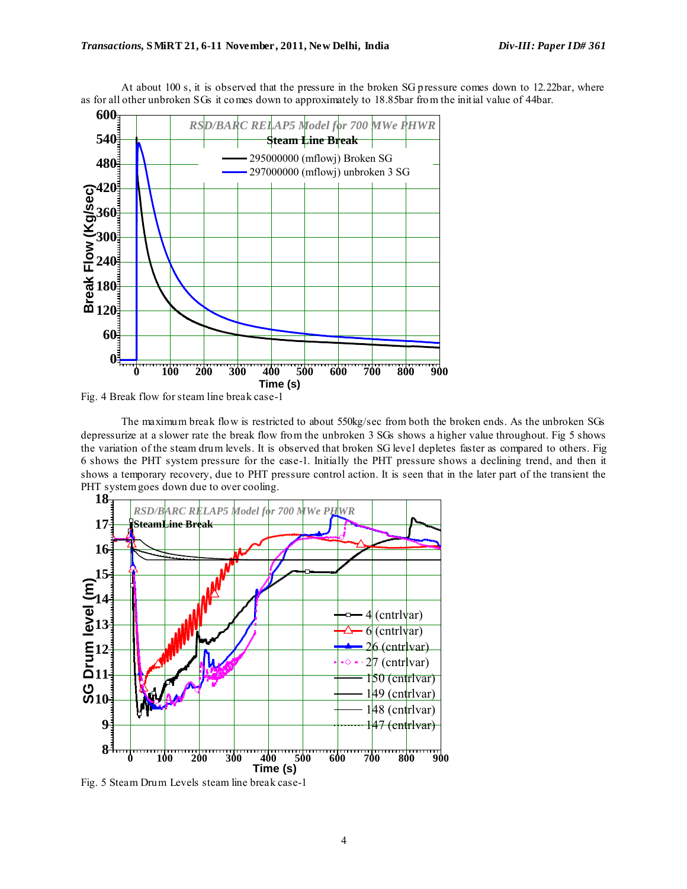At about 100 s, it is observed that the pressure in the broken SG pressure comes down to 12.22bar, where as for all other unbroken SGs it comes down to approximately to 18.85bar from the initial value of 44bar.

Fig. 4 Break flow for steam line break case-1

The maximum break flow is restricted to about 550kg/sec from both the broken ends. As the unbroken SGs depressurize at a slower rate the break flow from the unbroken 3 SGs shows a higher value throughout. Fig 5 shows the variation of the steam drum levels. It is observed that broken SG level depletes faster as compared to others. Fig 6 shows the PHT system pressure for the case-1. Initially the PHT pressure shows a declining trend, and then it shows a temporary recovery, due to PHT pressure control action. It is seen that in the later part of the transient the PHT system goes down due to over cooling.

Fig. 5 Steam Drum Levels steam line break case-1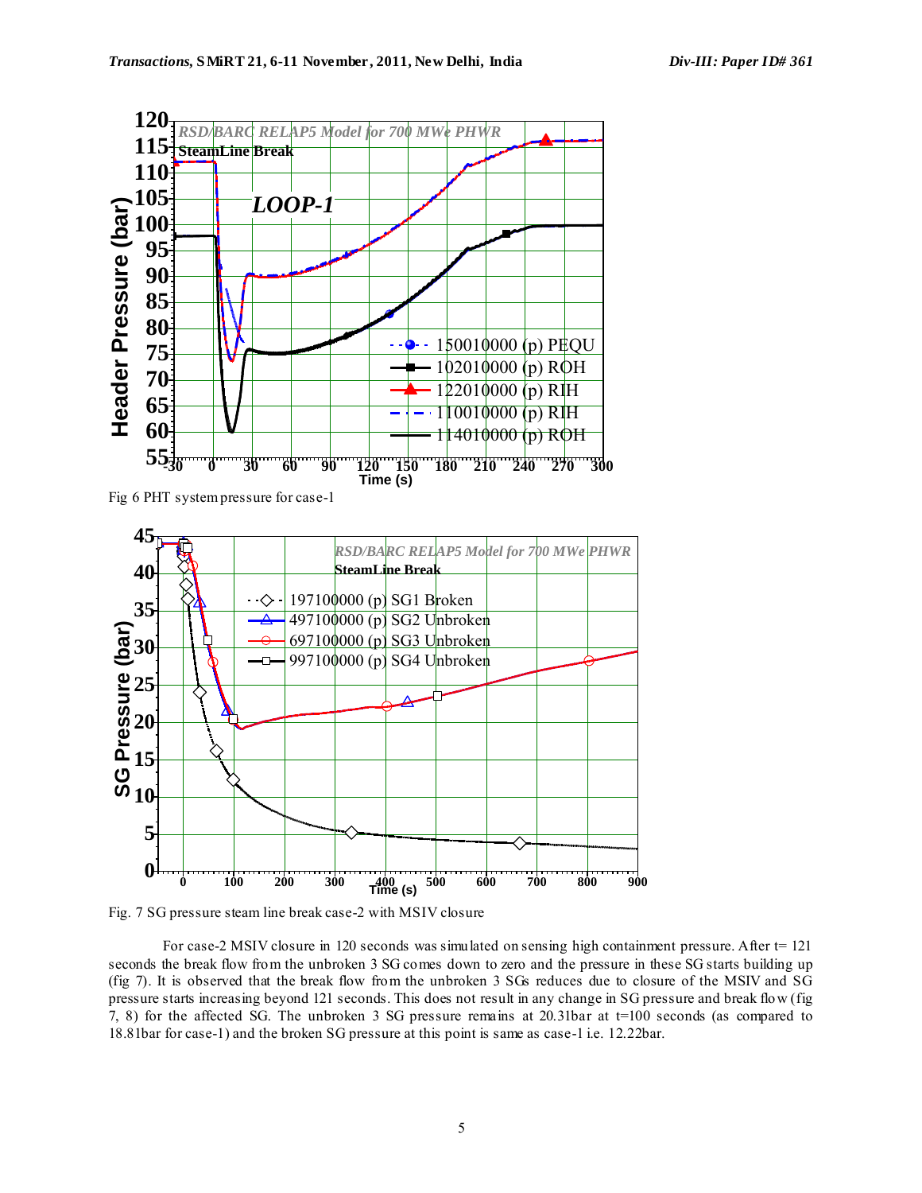Fig 6 PHT system pressure for case-1

Fig. 7 SG pressure steam line break case-2 with MSIV closure

For case-2 MSIV closure in 120 seconds was simulated on sensing high containment pressure. After t= 121 seconds the break flow from the unbroken 3 SG comes down to zero and the pressure in these SG starts building up (fig 7). It is observed that the break flow from the unbroken 3 SGs reduces due to closure of the MSIV and SG pressure starts increasing beyond 121 seconds. This does not result in any change in SG pressure and break flow (fig 7, 8) for the affected SG. The unbroken 3 SG pressure remains at 20.31bar at t=100 seconds (as compared to 18.81bar for case-1) and the broken SG pressure at this point is same as case-1 i.e. 12.22bar.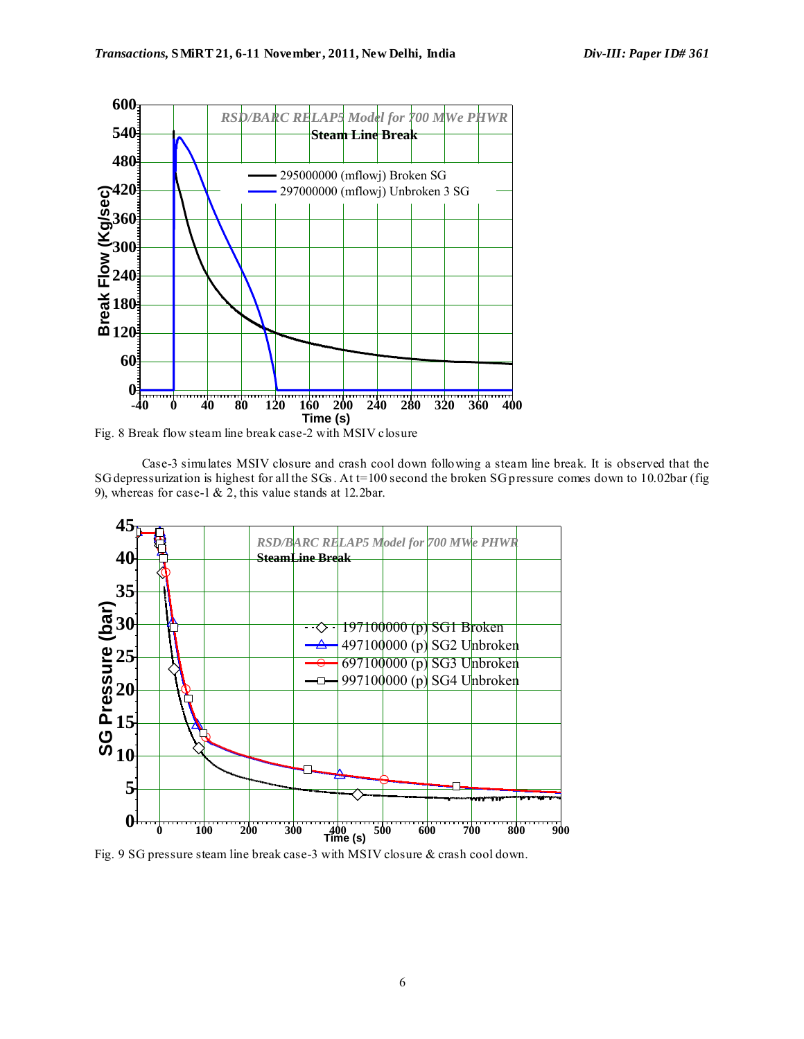Fig. 8 Break flow steam line break case-2 with MSIV closure

Case-3 simulates MSIV closure and crash cool down following a steam line break. It is observed that the SG depressurization is highest for all the SGs. At t=100 second the broken SG pressure comes down to 10.02bar (fig 9), whereas for case-1 & 2, this value stands at 12.2bar.

Fig. 9 SG pressure steam line break case-3 with MSIV closure & crash cool down.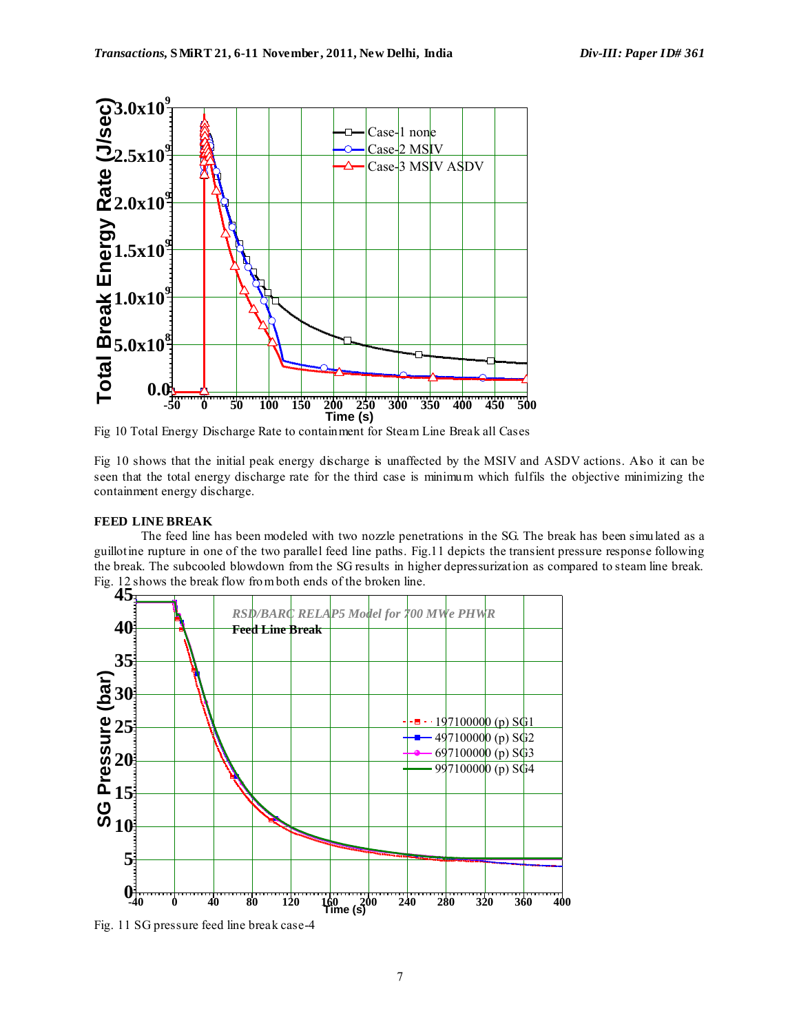Fig 10 Total Energy Discharge Rate to containment for Steam Line Break all Cases

Fig 10 shows that the initial peak energy discharge is unaffected by the MSIV and ASDV actions. Also it can be seen that the total energy discharge rate for the third case is minimum which fulfils the objective minimizing the containment energy discharge.

**FEED LINE BREAK**

The feed line has been modeled with two nozzle penetrations in the SG. The break has been simulated as a guillotine rupture in one of the two parallel feed line paths. Fig.11 depicts the transient pressure response following the break. The subcooled blowdown from the SG results in higher depressurization as compared to steam line break. Fig. 12 shows the break flow from both ends of the broken line.

Fig. 11 SG pressure feed line break case-4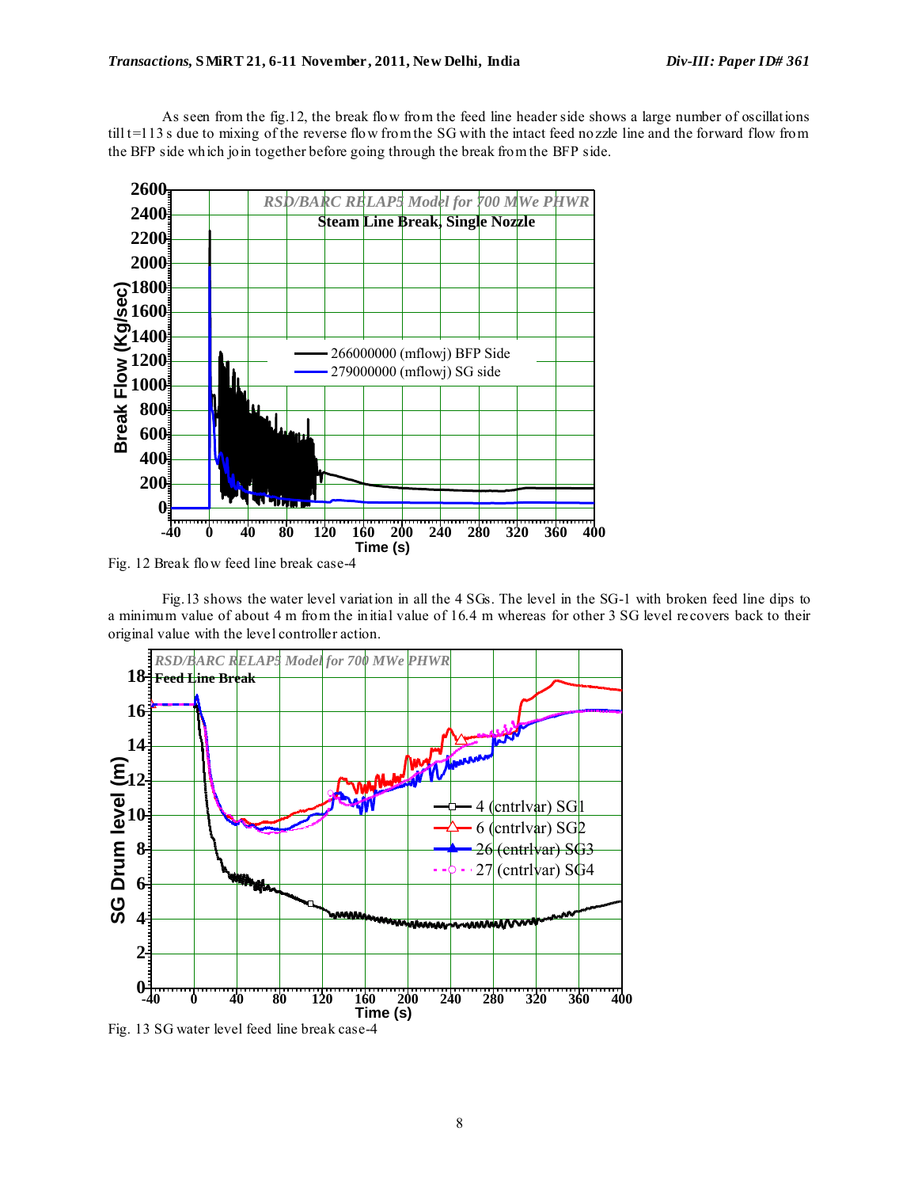As seen from the fig.12, the break flow from the feed line header side shows a large number of oscillations till t=113 s due to mixing of the reverse flow from the SG with the intact feed nozzle line and the forward flow from the BFP side which join together before going through the break from the BFP side.

Fig. 12 Break flow feed line break case-4

Fig. 13 shows the water level variation in all the 4 SGs. The level in the SG-1 with broken feed line dips to a minimum value of about 4 m from the initial value of 16.4 m whereas for other 3 SG level recovers back to their original value with the level controller action.

Fig. 13 SG water level feed line break case-4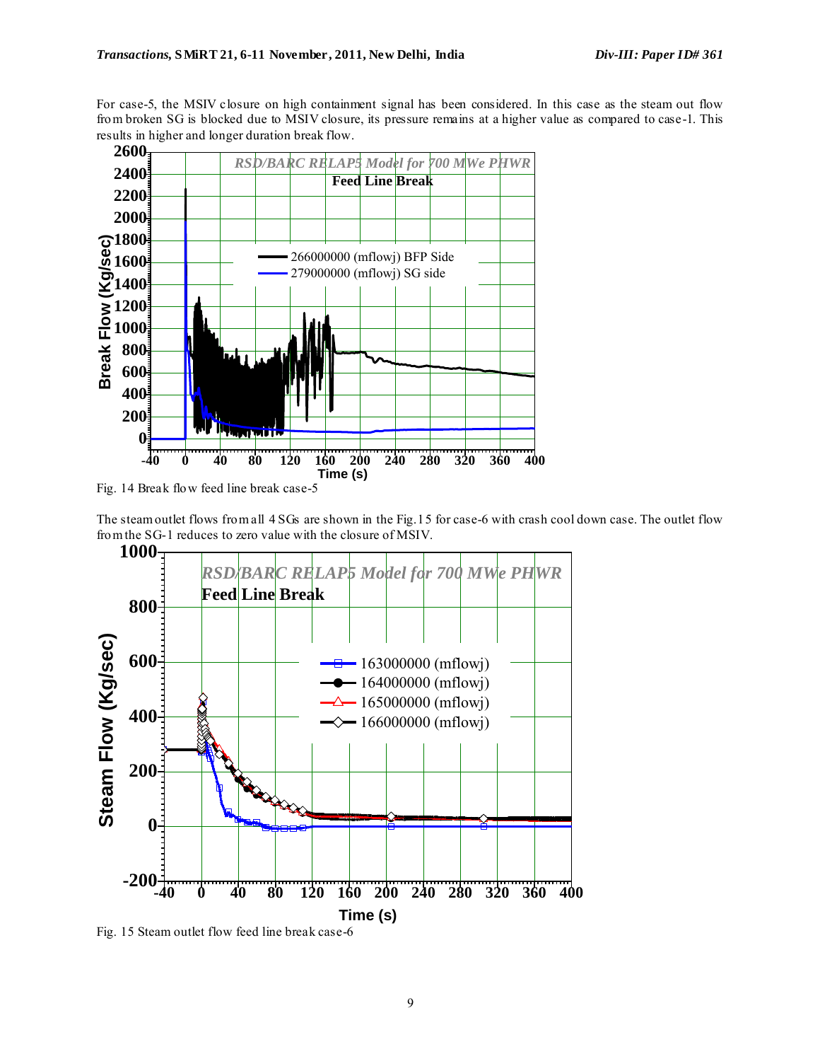For case-5, the MSIV closure on high containment signal has been considered. In this case as the steam out flow from broken SG is blocked due to MSIV closure, its pressure remains at a higher value as compared to case-1. This results in higher and longer duration break flow.

Fig. 14 Break flow feed line break case-5

The steam outlet flows from all 4 SGs are shown in the Fig.15 for case-6 with crash cool down case. The outlet flow from the SG-1 reduces to zero value with the closure of MSIV.

Fig. 15 Steam outlet flow feed line break case-6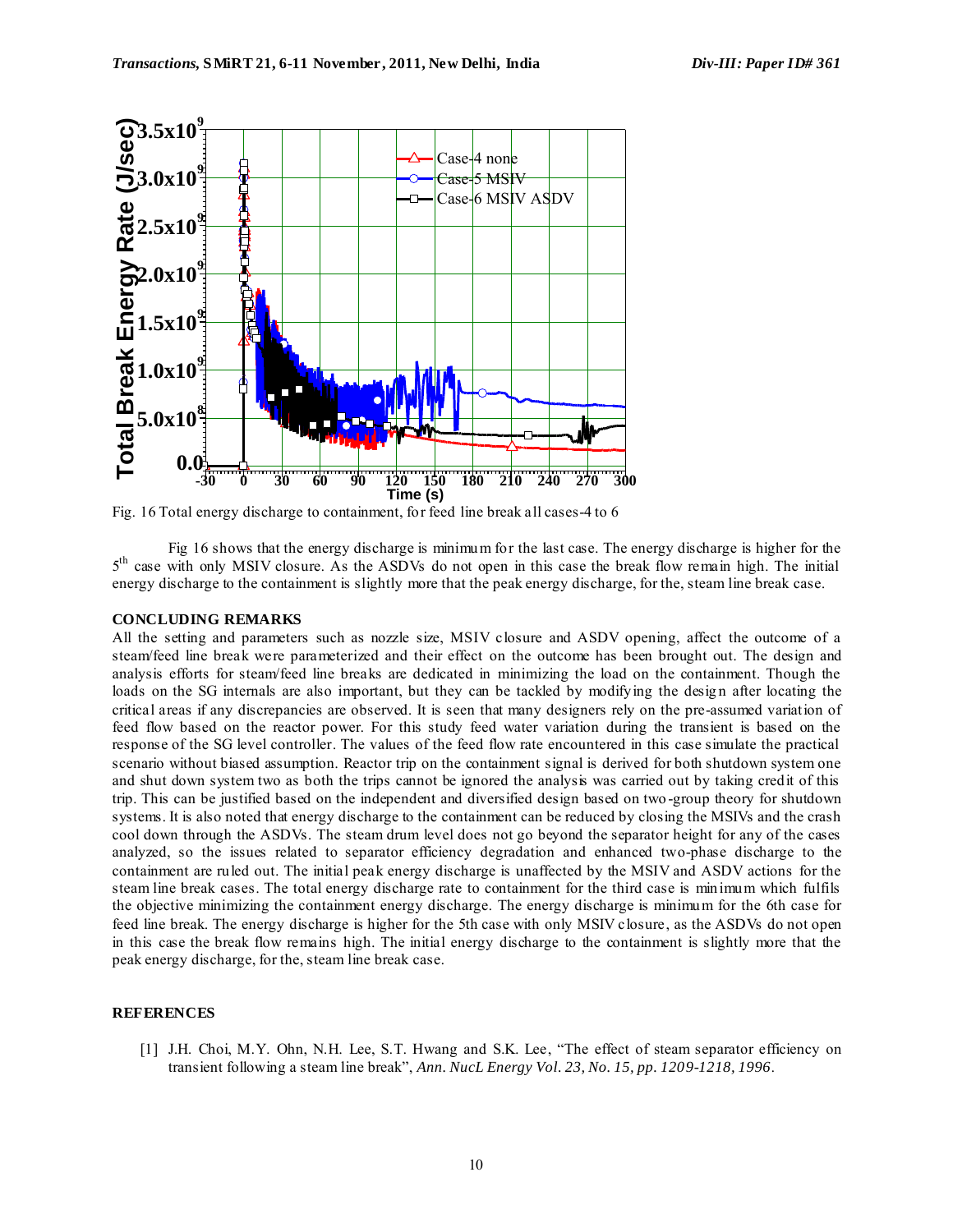Total Break Energy Rate (J/sec)

3.5x10$^9$

3.0x10$^9$

2.5x10$^9$

2.0x10$^9$

1.5x10$^9$

1.0x10$^9$

5.0x10$^8$

0.0

-30 0 30 60 90 120 150 180 210 240 270 300

Time (s)

Case-4 none

Case-5 MSIV

Case-6 MSIV ASDV

Fig. 16 Total energy discharge to containment, for feed line break all cases-4 to 6

Fig 16 shows that the energy discharge is minimum for the last case. The energy discharge is higher for the 5$^{th}$ case with only MSIV closure. As the ASDVs do not open in this case the break flow remain high. The initial energy discharge to the containment is slightly more that the peak energy discharge, for the, steam line break case.

## CONCLUDING REMARKS

All the setting and parameters such as nozzle size, MSIV closure and ASDV opening, affect the outcome of a steam/feed line break were parameterized and their effect on the outcome has been brought out. The design and analysis efforts for steam/feed line breaks are dedicated in minimizing the load on the containment. Though the loads on the SG internals are also important, but they can be tackled by modifying the design after locating the critical areas if any discrepancies are observed. It is seen that many designers rely on the pre-assumed variation of feed flow based on the reactor power. For this study feed water variation during the transient is based on the response of the SG level controller. The values of the feed flow rate encountered in this case simulate the practical scenario without biased assumption. Reactor trip on the containment signal is derived for both shutdown system one and shut down system two as both the trips cannot be ignored the analysis was carried out by taking credit of this trip. This can be justified based on the independent and diversified design based on two-group theory for shutdown systems. It is also noted that energy discharge to the containment can be reduced by closing the MSIVs and the crash cool down through the ASDVs. The steam drum level does not go beyond the separator height for any of the cases analyzed, so the issues related to separator efficiency degradation and enhanced two-phase discharge to the containment are ruled out. The initial peak energy discharge is unaffected by the MSIV and ASDV actions for the steam line break cases. The total energy discharge rate to containment for the third case is minimum which fulfils the objective minimizing the containment energy discharge. The energy discharge is minimum for the 6th case for feed line break. The energy discharge is higher for the 5th case with only MSIV closure, as the ASDVs do not open in this case the break flow remains high. The initial energy discharge to the containment is slightly more that the peak energy discharge, for the, steam line break case.

## REFERENCES

[1] J.H. Choi, M.Y. Ohn, N.H. Lee, S.T. Hwang and S.K. Lee, "The effect of steam separator efficiency on transient following a steam line break", *Ann. NucL Energy Vol. 23, No. 15, pp. 1209-1218, 1996*.